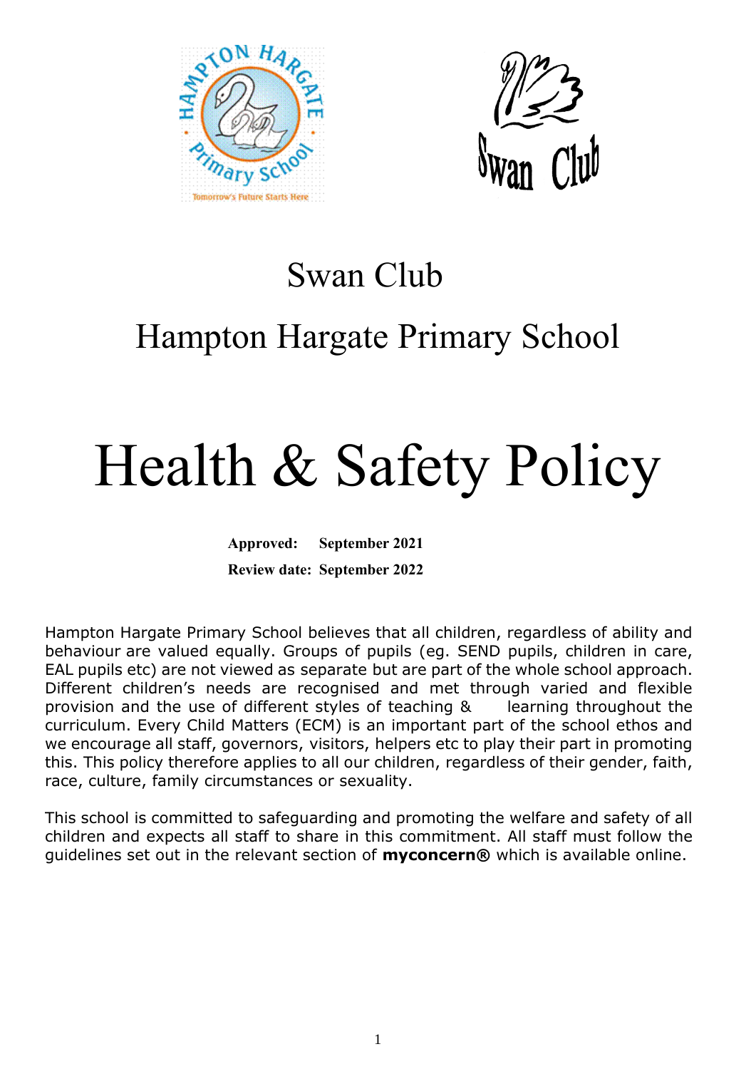# Swan Club

# Hampton Hargate Primary School

# Health & Safety Policy

**Approved: September 2021**

**Review date: September 2022**

Hampton Hargate Primary School believes that all children, regardless of ability and behaviour are valued equally. Groups of pupils (eg. SEND pupils, children in care, EAL pupils etc) are not viewed as separate but are part of the whole school approach. Different children's needs are recognised and met through varied and flexible provision and the use of different styles of teaching & learning throughout the curriculum. Every Child Matters (ECM) is an important part of the school ethos and we encourage all staff, governors, visitors, helpers etc to play their part in promoting this. This policy therefore applies to all our children, regardless of their gender, faith, race, culture, family circumstances or sexuality.

This school is committed to safeguarding and promoting the welfare and safety of all children and expects all staff to share in this commitment. All staff must follow the guidelines set out in the relevant section of **myconcern®** which is available online.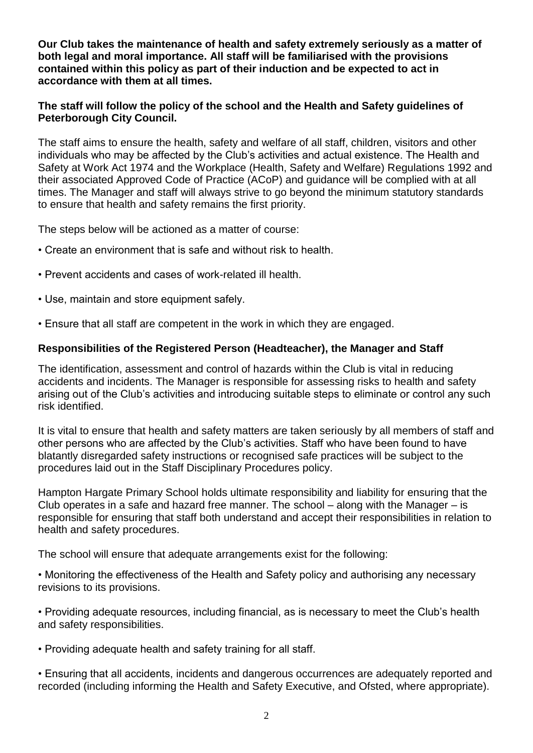**Our Club takes the maintenance of health and safety extremely seriously as a matter of both legal and moral importance. All staff will be familiarised with the provisions contained within this policy as part of their induction and be expected to act in accordance with them at all times.**

**The staff will follow the policy of the school and the Health and Safety guidelines of Peterborough City Council.**

The staff aims to ensure the health, safety and welfare of all staff, children, visitors and other individuals who may be affected by the Club's activities and actual existence. The Health and Safety at Work Act 1974 and the Workplace (Health, Safety and Welfare) Regulations 1992 and their associated Approved Code of Practice (ACoP) and guidance will be complied with at all times. The Manager and staff will always strive to go beyond the minimum statutory standards to ensure that health and safety remains the first priority.

The steps below will be actioned as a matter of course:

- Create an environment that is safe and without risk to health.
- Prevent accidents and cases of work-related ill health.
- Use, maintain and store equipment safely.
- Ensure that all staff are competent in the work in which they are engaged.

### Responsibilities of the Registered Person (Headteacher), the Manager and Staff

The identification, assessment and control of hazards within the Club is vital in reducing accidents and incidents. The Manager is responsible for assessing risks to health and safety arising out of the Club's activities and introducing suitable steps to eliminate or control any such risk identified.

It is vital to ensure that health and safety matters are taken seriously by all members of staff and other persons who are affected by the Club's activities. Staff who have been found to have blatantly disregarded safety instructions or recognised safe practices will be subject to the procedures laid out in the Staff Disciplinary Procedures policy.

Hampton Hargate Primary School holds ultimate responsibility and liability for ensuring that the Club operates in a safe and hazard free manner. The school – along with the Manager – is responsible for ensuring that staff both understand and accept their responsibilities in relation to health and safety procedures.

The school will ensure that adequate arrangements exist for the following:

- Monitoring the effectiveness of the Health and Safety policy and authorising any necessary revisions to its provisions.
- Providing adequate resources, including financial, as is necessary to meet the Club's health and safety responsibilities.
- Providing adequate health and safety training for all staff.
- Ensuring that all accidents, incidents and dangerous occurrences are adequately reported and recorded (including informing the Health and Safety Executive, and Ofsted, where appropriate).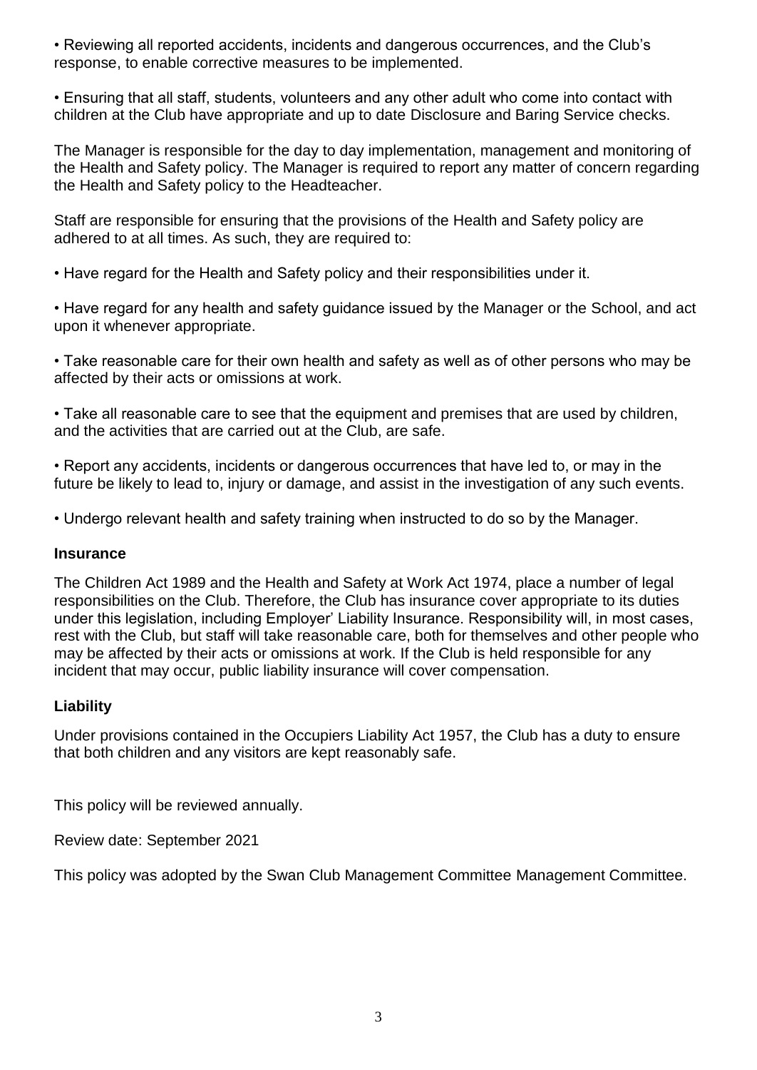• Reviewing all reported accidents, incidents and dangerous occurrences, and the Club's response, to enable corrective measures to be implemented.

• Ensuring that all staff, students, volunteers and any other adult who come into contact with children at the Club have appropriate and up to date Disclosure and Baring Service checks.

The Manager is responsible for the day to day implementation, management and monitoring of the Health and Safety policy. The Manager is required to report any matter of concern regarding the Health and Safety policy to the Headteacher.

Staff are responsible for ensuring that the provisions of the Health and Safety policy are adhered to at all times. As such, they are required to:

• Have regard for the Health and Safety policy and their responsibilities under it.

• Have regard for any health and safety guidance issued by the Manager or the School, and act upon it whenever appropriate.

• Take reasonable care for their own health and safety as well as of other persons who may be affected by their acts or omissions at work.

• Take all reasonable care to see that the equipment and premises that are used by children, and the activities that are carried out at the Club, are safe.

• Report any accidents, incidents or dangerous occurrences that have led to, or may in the future be likely to lead to, injury or damage, and assist in the investigation of any such events.

• Undergo relevant health and safety training when instructed to do so by the Manager.

**Insurance**

The Children Act 1989 and the Health and Safety at Work Act 1974, place a number of legal responsibilities on the Club. Therefore, the Club has insurance cover appropriate to its duties under this legislation, including Employer' Liability Insurance. Responsibility will, in most cases, rest with the Club, but staff will take reasonable care, both for themselves and other people who may be affected by their acts or omissions at work. If the Club is held responsible for any incident that may occur, public liability insurance will cover compensation.

**Liability**

Under provisions contained in the Occupiers Liability Act 1957, the Club has a duty to ensure that both children and any visitors are kept reasonably safe.

This policy will be reviewed annually.

Review date: September 2021

This policy was adopted by the Swan Club Management Committee Management Committee.